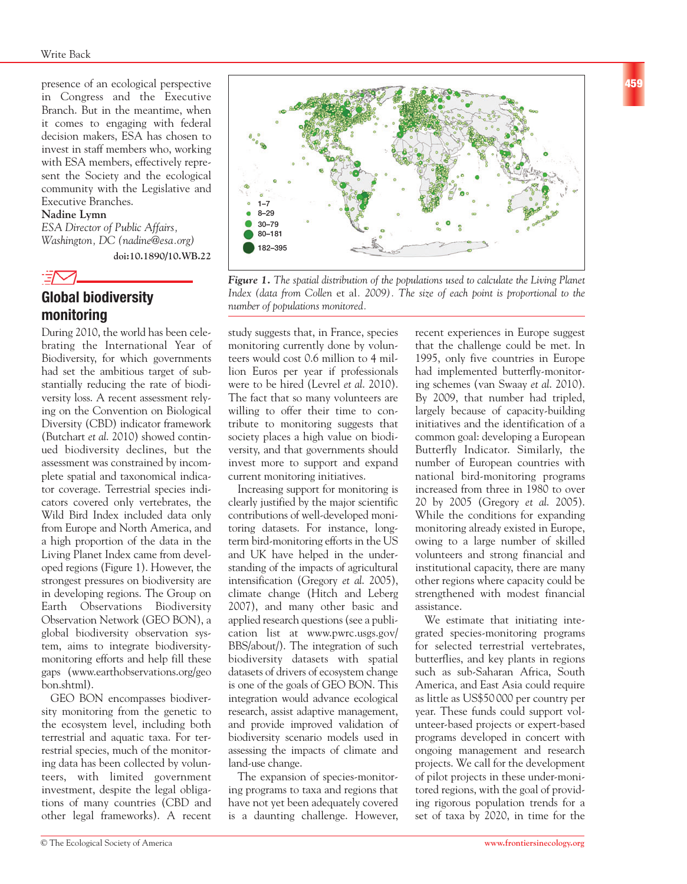presence of an ecological perspective in Congress and the Executive Branch. But in the meantime, when it comes to engaging with federal decision makers, ESA has chosen to invest in staff members who, working with ESA members, effectively represent the Society and the ecological community with the Legislative and Executive Branches.

**Nadine Lymn**
*ESA Director of Public Affairs, Washington, DC (nadine@esa.org)*

**doi:10.1890/10.WB.22**

## Global biodiversity monitoring

During 2010, the world has been celebrating the International Year of Biodiversity, for which governments had set the ambitious target of substantially reducing the rate of biodiversity loss. A recent assessment relying on the Convention on Biological Diversity (CBD) indicator framework (Butchart *et al.* 2010) showed continued biodiversity declines, but the assessment was constrained by incomplete spatial and taxonomical indicator coverage. Terrestrial species indicators covered only vertebrates, the Wild Bird Index included data only from Europe and North America, and a high proportion of the data in the Living Planet Index came from developed regions (Figure 1). However, the strongest pressures on biodiversity are in developing regions. The Group on Earth Observations Biodiversity Observation Network (GEO BON), a global biodiversity observation system, aims to integrate biodiversity-monitoring efforts and help fill these gaps (www.earthobservations.org/geobon.shtml).

GEO BON encompasses biodiversity monitoring from the genetic to the ecosystem level, including both terrestrial and aquatic taxa. For terrestrial species, much of the monitoring data has been collected by volunteers, with limited government investment, despite the legal obligations of many countries (CBD and other legal frameworks). A recent study suggests that, in France, species monitoring currently done by volunteers would cost 0.6 million to 4 million Euros per year if professionals were to be hired (Levrel *et al.* 2010). The fact that so many volunteers are willing to offer their time to contribute to monitoring suggests that society places a high value on biodiversity, and that governments should invest more to support and expand current monitoring initiatives.

*Figure 1. The spatial distribution of the populations used to calculate the Living Planet Index (data from Collen* et al. *2009). The size of each point is proportional to the number of populations monitored.* (Legend: 1–7; 8–29; 30–79; 80–181; 182–395)

Increasing support for monitoring is clearly justified by the major scientific contributions of well-developed monitoring datasets. For instance, long-term bird-monitoring efforts in the US and UK have helped in the understanding of the impacts of agricultural intensification (Gregory *et al.* 2005), climate change (Hitch and Leberg 2007), and many other basic and applied research questions (see a publication list at www.pwrc.usgs.gov/BBS/about/). The integration of such biodiversity datasets with spatial datasets of drivers of ecosystem change is one of the goals of GEO BON. This integration would advance ecological research, assist adaptive management, and provide improved validation of biodiversity scenario models used in assessing the impacts of climate and land-use change.

The expansion of species-monitoring programs to taxa and regions that have not yet been adequately covered is a daunting challenge. However, recent experiences in Europe suggest that the challenge could be met. In 1995, only five countries in Europe had implemented butterfly-monitoring schemes (van Swaay *et al.* 2010). By 2009, that number had tripled, largely because of capacity-building initiatives and the identification of a common goal: developing a European Butterfly Indicator. Similarly, the number of European countries with national bird-monitoring programs increased from three in 1980 to over 20 by 2005 (Gregory *et al.* 2005). While the conditions for expanding monitoring already existed in Europe, owing to a large number of skilled volunteers and strong financial and institutional capacity, there are many other regions where capacity could be strengthened with modest financial assistance.

We estimate that initiating integrated species-monitoring programs for selected terrestrial vertebrates, butterflies, and key plants in regions such as sub-Saharan Africa, South America, and East Asia could require as little as US$50 000 per country per year. These funds could support volunteer-based projects or expert-based programs developed in concert with ongoing management and research projects. We call for the development of pilot projects in these under-monitored regions, with the goal of providing rigorous population trends for a set of taxa by 2020, in time for the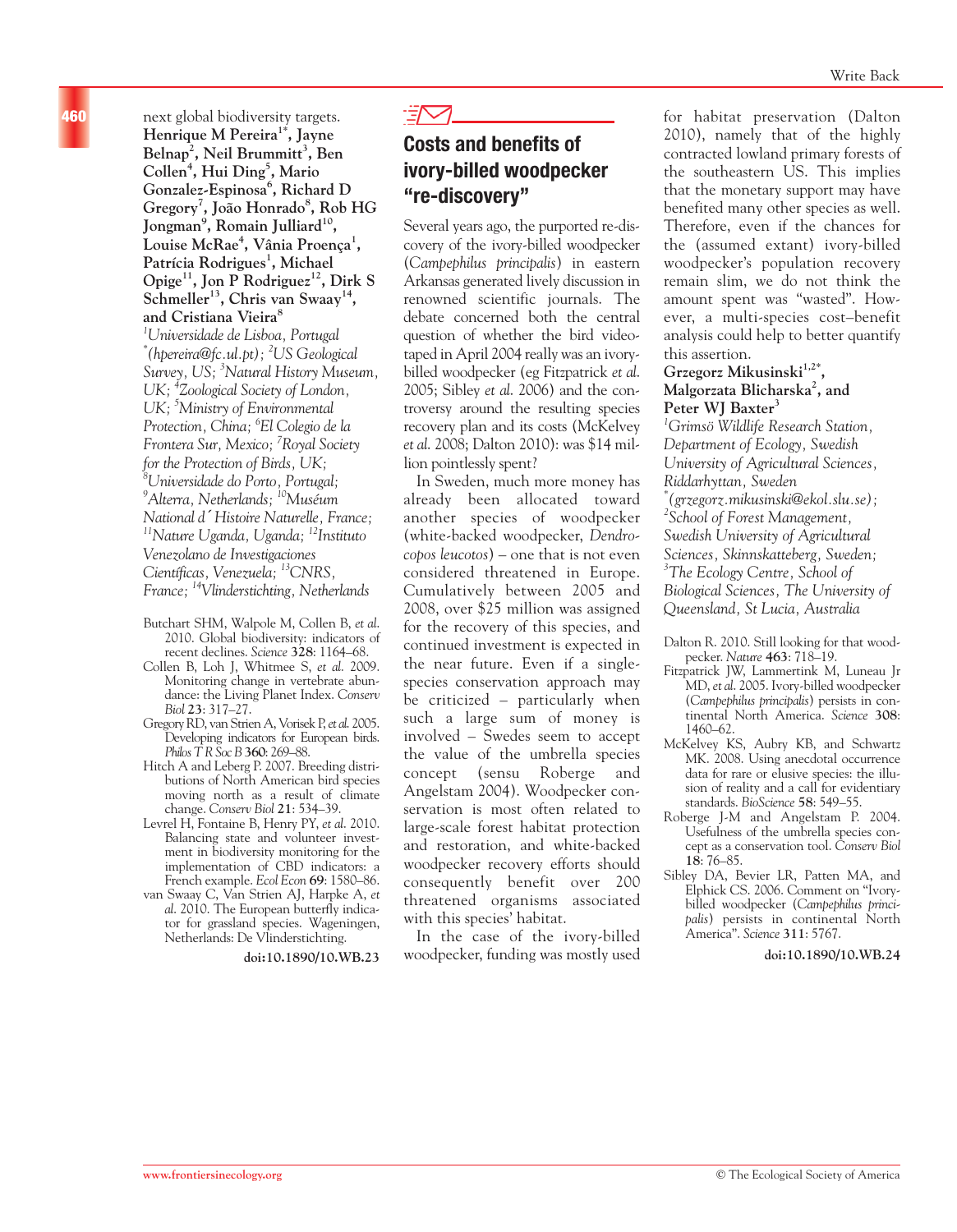next global biodiversity targets.

**Henrique M Pereira[1*], Jayne Belnap[2], Neil Brummitt[3], Ben Collen[4], Hui Ding[5], Mario Gonzalez-Espinosa[6], Richard D Gregory[7], João Honrado[8], Rob HG Jongman[9], Romain Julliard[10], Louise McRae[4], Vânia Proença[1], Patrícia Rodrigues[1], Michael Opige[11], Jon P Rodriguez[12], Dirk S Schmeller[13], Chris van Swaay[14], and Cristiana Vieira[8]**

*[1]Universidade de Lisboa, Portugal [*](hpereira@fc.ul.pt); [2]US Geological Survey, US; [3]Natural History Museum, UK; [4]Zoological Society of London, UK; [5]Ministry of Environmental Protection, China; [6]El Colegio de la Frontera Sur, Mexico; [7]Royal Society for the Protection of Birds, UK; [8]Universidade do Porto, Portugal; [9]Alterra, Netherlands; [10]Muséum National d´Histoire Naturelle, France; [11]Nature Uganda, Uganda; [12]Instituto Venezolano de Investigaciones Científicas, Venezuela; [13]CNRS, France; [14]Vlinderstichting, Netherlands*

Butchart SHM, Walpole M, Collen B, *et al.* 2010. Global biodiversity: indicators of recent declines. *Science* **328**: 1164–68.

Collen B, Loh J, Whitmee S, *et al.* 2009. Monitoring change in vertebrate abundance: the Living Planet Index. *Conserv Biol* **23**: 317–27.

Gregory RD, van Strien A, Vorisek P, *et al.* 2005. Developing indicators for European birds. *Philos T R Soc B* **360**: 269–88.

Hitch A and Leberg P. 2007. Breeding distributions of North American bird species moving north as a result of climate change. *Conserv Biol* **21**: 534–39.

Levrel H, Fontaine B, Henry PY, *et al.* 2010. Balancing state and volunteer investment in biodiversity monitoring for the implementation of CBD indicators: a French example. *Ecol Econ* **69**: 1580–86.

van Swaay C, Van Strien AJ, Harpke A, *et al.* 2010. The European butterfly indicator for grassland species. Wageningen, Netherlands: De Vlinderstichting.

**doi:10.1890/10.WB.23**

## Costs and benefits of ivory-billed woodpecker "re-discovery"

Several years ago, the purported re-discovery of the ivory-billed woodpecker (*Campephilus principalis*) in eastern Arkansas generated lively discussion in renowned scientific journals. The debate concerned both the central question of whether the bird videotaped in April 2004 really was an ivory-billed woodpecker (eg Fitzpatrick *et al.* 2005; Sibley *et al.* 2006) and the controversy around the resulting species recovery plan and its costs (McKelvey *et al.* 2008; Dalton 2010): was $14 million pointlessly spent?

In Sweden, much more money has already been allocated toward another species of woodpecker (white-backed woodpecker, *Dendrocopos leucotos*) – one that is not even considered threatened in Europe. Cumulatively between 2005 and 2008, over $25 million was assigned for the recovery of this species, and continued investment is expected in the near future. Even if a single-species conservation approach may be criticized – particularly when such a large sum of money is involved – Swedes seem to accept the value of the umbrella species concept (sensu Roberge and Angelstam 2004). Woodpecker conservation is most often related to large-scale forest habitat protection and restoration, and white-backed woodpecker recovery efforts should consequently benefit over 200 threatened organisms associated with this species' habitat.

In the case of the ivory-billed woodpecker, funding was mostly used for habitat preservation (Dalton 2010), namely that of the highly contracted lowland primary forests of the southeastern US. This implies that the monetary support may have benefited many other species as well. Therefore, even if the chances for the (assumed extant) ivory-billed woodpecker's population recovery remain slim, we do not think the amount spent was "wasted". However, a multi-species cost–benefit analysis could help to better quantify this assertion.

**Grzegorz Mikusinski[1,2*], Malgorzata Blicharska[2], and Peter WJ Baxter[3]**

*[1]Grimsö Wildlife Research Station, Department of Ecology, Swedish University of Agricultural Sciences, Riddarhyttan, Sweden [*](grzegorz.mikusinski@ekol.slu.se); [2]School of Forest Management, Swedish University of Agricultural Sciences, Skinnskatteberg, Sweden; [3]The Ecology Centre, School of Biological Sciences, The University of Queensland, St Lucia, Australia*

Dalton R. 2010. Still looking for that woodpecker. *Nature* **463**: 718–19.

Fitzpatrick JW, Lammertink M, Luneau Jr MD, *et al.* 2005. Ivory-billed woodpecker (*Campephilus principalis*) persists in continental North America. *Science* **308**: 1460–62.

McKelvey KS, Aubry KB, and Schwartz MK. 2008. Using anecdotal occurrence data for rare or elusive species: the illusion of reality and a call for evidentiary standards. *BioScience* **58**: 549–55.

Roberge J-M and Angelstam P. 2004. Usefulness of the umbrella species concept as a conservation tool. *Conserv Biol* **18**: 76–85.

Sibley DA, Bevier LR, Patten MA, and Elphick CS. 2006. Comment on "Ivory-billed woodpecker (*Campephilus principalis*) persists in continental North America". *Science* **311**: 5767.

**doi:10.1890/10.WB.24**